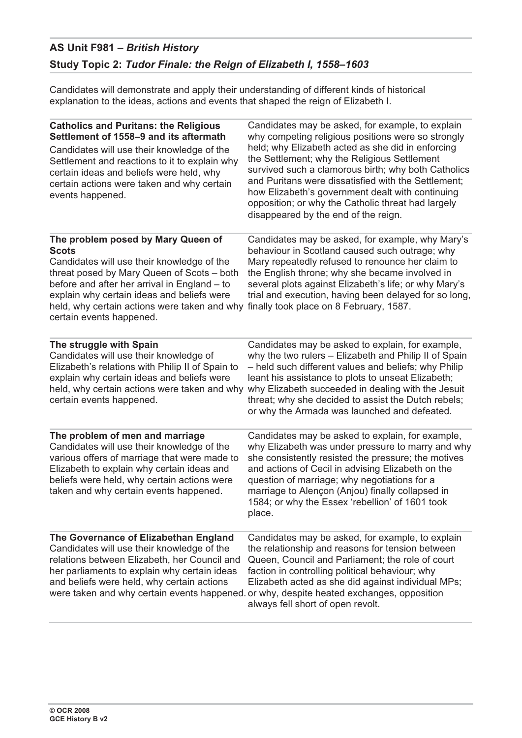## AS Unit F981 – *British History*

## Study Topic 2: *Tudor Finale: the Reign of Elizabeth I, 1558–1603*

Candidates will demonstrate and apply their understanding of different kinds of historical explanation to the ideas, actions and events that shaped the reign of Elizabeth I.

| | |
|---|---|
| **Catholics and Puritans: the Religious Settlement of 1558–9 and its aftermath**<br>Candidates will use their knowledge of the Settlement and reactions to it to explain why certain ideas and beliefs were held, why certain actions were taken and why certain events happened. | Candidates may be asked, for example, to explain why competing religious positions were so strongly held; why Elizabeth acted as she did in enforcing the Settlement; why the Religious Settlement survived such a clamorous birth; why both Catholics and Puritans were dissatisfied with the Settlement; how Elizabeth's government dealt with continuing opposition; or why the Catholic threat had largely disappeared by the end of the reign. |
| **The problem posed by Mary Queen of Scots**<br>Candidates will use their knowledge of the threat posed by Mary Queen of Scots – both before and after her arrival in England – to explain why certain ideas and beliefs were held, why certain actions were taken and why certain events happened. | Candidates may be asked, for example, why Mary's behaviour in Scotland caused such outrage; why Mary repeatedly refused to renounce her claim to the English throne; why she became involved in several plots against Elizabeth's life; or why Mary's trial and execution, having been delayed for so long, finally took place on 8 February, 1587. |
| **The struggle with Spain**<br>Candidates will use their knowledge of Elizabeth's relations with Philip II of Spain to explain why certain ideas and beliefs were held, why certain actions were taken and why certain events happened. | Candidates may be asked to explain, for example, why the two rulers – Elizabeth and Philip II of Spain – held such different values and beliefs; why Philip leant his assistance to plots to unseat Elizabeth; why Elizabeth succeeded in dealing with the Jesuit threat; why she decided to assist the Dutch rebels; or why the Armada was launched and defeated. |
| **The problem of men and marriage**<br>Candidates will use their knowledge of the various offers of marriage that were made to Elizabeth to explain why certain ideas and beliefs were held, why certain actions were taken and why certain events happened. | Candidates may be asked to explain, for example, why Elizabeth was under pressure to marry and why she consistently resisted the pressure; the motives and actions of Cecil in advising Elizabeth on the question of marriage; why negotiations for a marriage to Alençon (Anjou) finally collapsed in 1584; or why the Essex 'rebellion' of 1601 took place. |
| **The Governance of Elizabethan England**<br>Candidates will use their knowledge of the relations between Elizabeth, her Council and her parliaments to explain why certain ideas and beliefs were held, why certain actions were taken and why certain events happened. | Candidates may be asked, for example, to explain the relationship and reasons for tension between Queen, Council and Parliament; the role of court faction in controlling political behaviour; why Elizabeth acted as she did against individual MPs; or why, despite heated exchanges, opposition always fell short of open revolt. |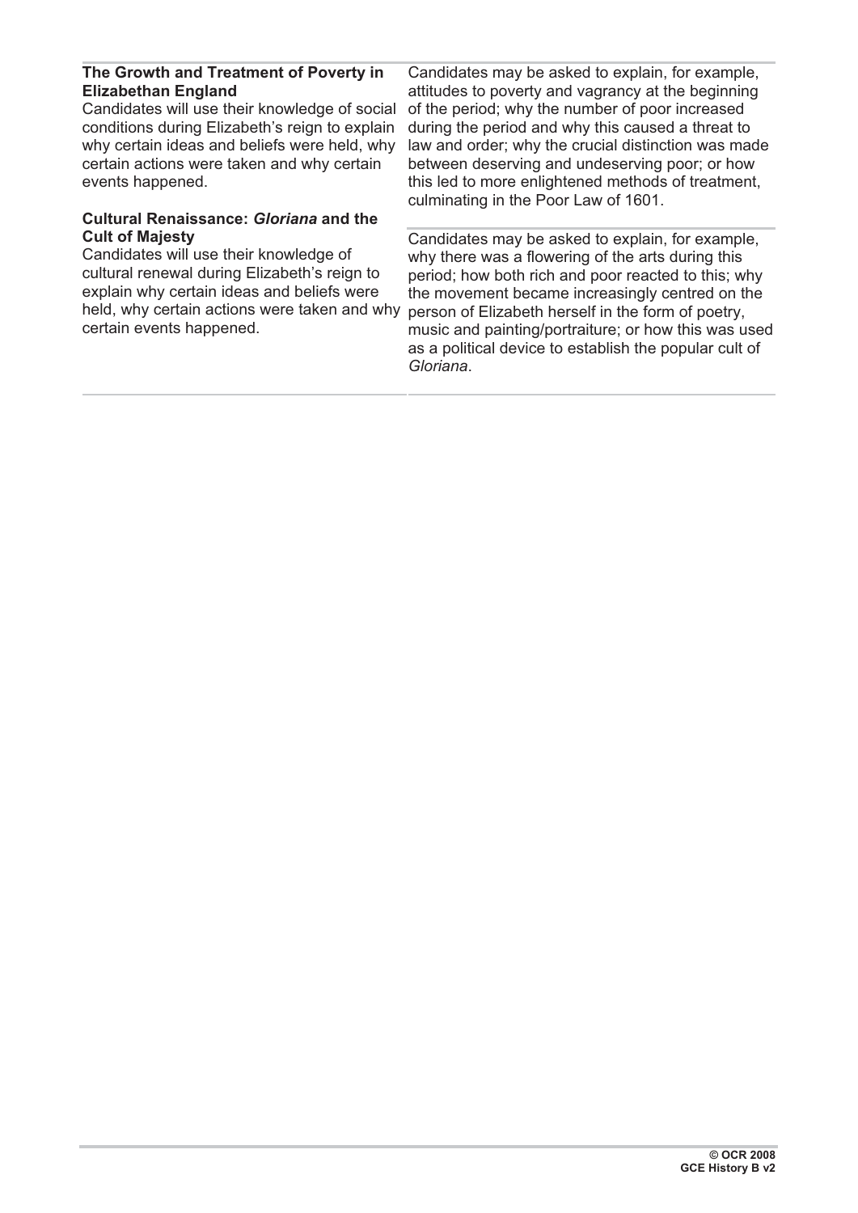| | |
|---|---|
| **The Growth and Treatment of Poverty in Elizabethan England**<br>Candidates will use their knowledge of social conditions during Elizabeth's reign to explain why certain ideas and beliefs were held, why certain actions were taken and why certain events happened. | Candidates may be asked to explain, for example, attitudes to poverty and vagrancy at the beginning of the period; why the number of poor increased during the period and why this caused a threat to law and order; why the crucial distinction was made between deserving and undeserving poor; or how this led to more enlightened methods of treatment, culminating in the Poor Law of 1601. |
| **Cultural Renaissance: *Gloriana* and the Cult of Majesty**<br>Candidates will use their knowledge of cultural renewal during Elizabeth's reign to explain why certain ideas and beliefs were held, why certain actions were taken and why certain events happened. | Candidates may be asked to explain, for example, why there was a flowering of the arts during this period; how both rich and poor reacted to this; why the movement became increasingly centred on the person of Elizabeth herself in the form of poetry, music and painting/portraiture; or how this was used as a political device to establish the popular cult of *Gloriana*. |